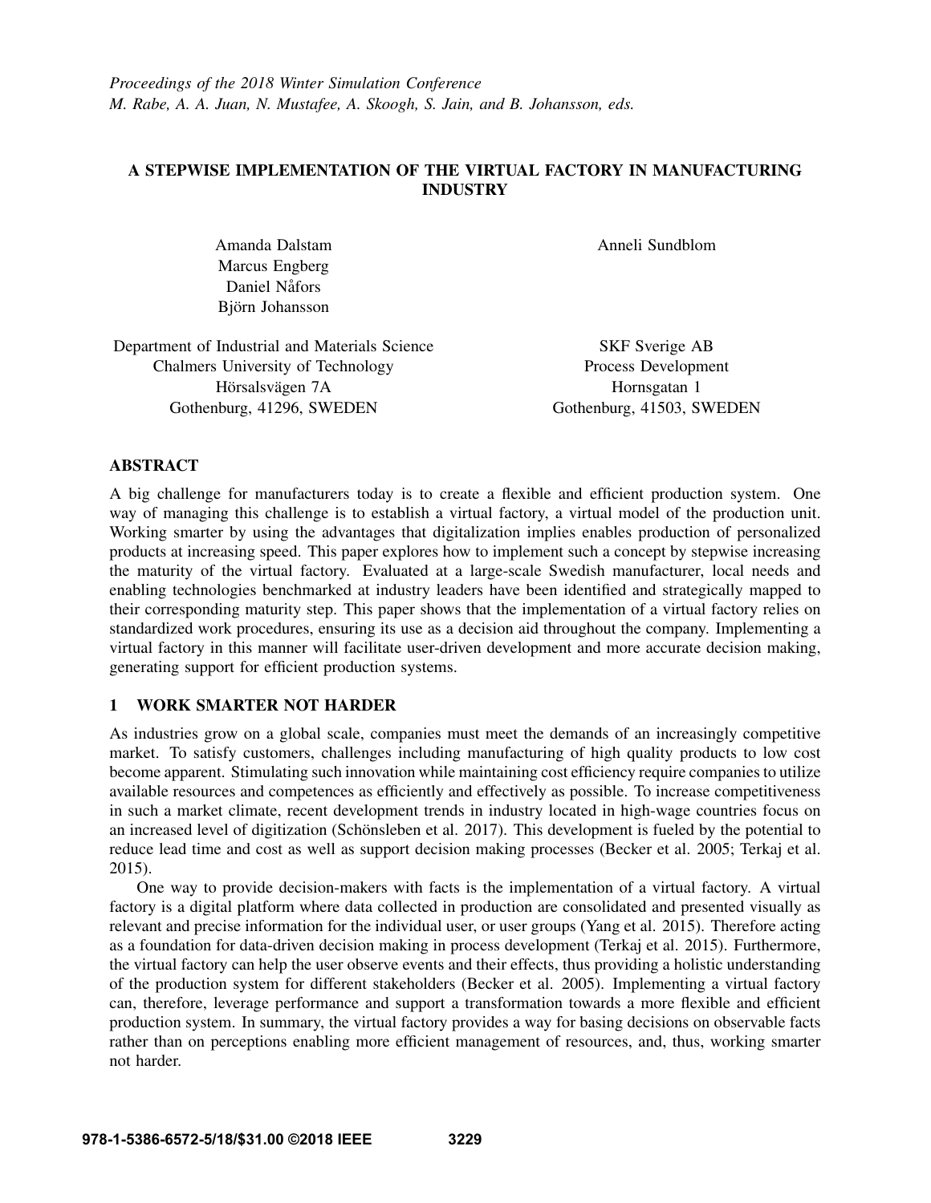*Proceedings of the 2018 Winter Simulation Conference*
*M. Rabe, A. A. Juan, N. Mustafee, A. Skoogh, S. Jain, and B. Johansson, eds.*

# A STEPWISE IMPLEMENTATION OF THE VIRTUAL FACTORY IN MANUFACTURING INDUSTRY

Amanda Dalstam
Marcus Engberg
Daniel Nåfors
Björn Johansson

Department of Industrial and Materials Science
Chalmers University of Technology
Hörsalsvägen 7A
Gothenburg, 41296, SWEDEN

Anneli Sundblom

SKF Sverige AB
Process Development
Hornsgatan 1
Gothenburg, 41503, SWEDEN

## ABSTRACT

A big challenge for manufacturers today is to create a flexible and efficient production system. One way of managing this challenge is to establish a virtual factory, a virtual model of the production unit. Working smarter by using the advantages that digitalization implies enables production of personalized products at increasing speed. This paper explores how to implement such a concept by stepwise increasing the maturity of the virtual factory. Evaluated at a large-scale Swedish manufacturer, local needs and enabling technologies benchmarked at industry leaders have been identified and strategically mapped to their corresponding maturity step. This paper shows that the implementation of a virtual factory relies on standardized work procedures, ensuring its use as a decision aid throughout the company. Implementing a virtual factory in this manner will facilitate user-driven development and more accurate decision making, generating support for efficient production systems.

## 1 WORK SMARTER NOT HARDER

As industries grow on a global scale, companies must meet the demands of an increasingly competitive market. To satisfy customers, challenges including manufacturing of high quality products to low cost become apparent. Stimulating such innovation while maintaining cost efficiency require companies to utilize available resources and competences as efficiently and effectively as possible. To increase competitiveness in such a market climate, recent development trends in industry located in high-wage countries focus on an increased level of digitization (Schönsleben et al. 2017). This development is fueled by the potential to reduce lead time and cost as well as support decision making processes (Becker et al. 2005; Terkaj et al. 2015).

One way to provide decision-makers with facts is the implementation of a virtual factory. A virtual factory is a digital platform where data collected in production are consolidated and presented visually as relevant and precise information for the individual user, or user groups (Yang et al. 2015). Therefore acting as a foundation for data-driven decision making in process development (Terkaj et al. 2015). Furthermore, the virtual factory can help the user observe events and their effects, thus providing a holistic understanding of the production system for different stakeholders (Becker et al. 2005). Implementing a virtual factory can, therefore, leverage performance and support a transformation towards a more flexible and efficient production system. In summary, the virtual factory provides a way for basing decisions on observable facts rather than on perceptions enabling more efficient management of resources, and, thus, working smarter not harder.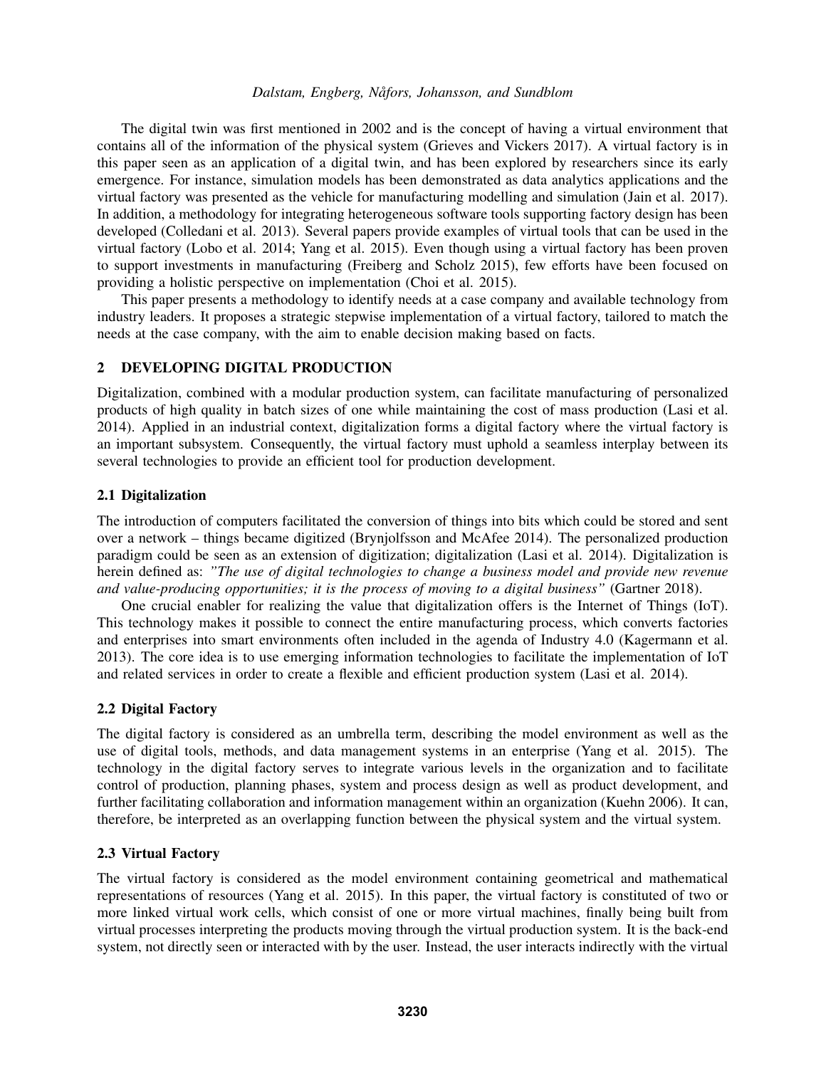The digital twin was first mentioned in 2002 and is the concept of having a virtual environment that contains all of the information of the physical system (Grieves and Vickers 2017). A virtual factory is in this paper seen as an application of a digital twin, and has been explored by researchers since its early emergence. For instance, simulation models has been demonstrated as data analytics applications and the virtual factory was presented as the vehicle for manufacturing modelling and simulation (Jain et al. 2017). In addition, a methodology for integrating heterogeneous software tools supporting factory design has been developed (Colledani et al. 2013). Several papers provide examples of virtual tools that can be used in the virtual factory (Lobo et al. 2014; Yang et al. 2015). Even though using a virtual factory has been proven to support investments in manufacturing (Freiberg and Scholz 2015), few efforts have been focused on providing a holistic perspective on implementation (Choi et al. 2015).

This paper presents a methodology to identify needs at a case company and available technology from industry leaders. It proposes a strategic stepwise implementation of a virtual factory, tailored to match the needs at the case company, with the aim to enable decision making based on facts.

## 2 DEVELOPING DIGITAL PRODUCTION

Digitalization, combined with a modular production system, can facilitate manufacturing of personalized products of high quality in batch sizes of one while maintaining the cost of mass production (Lasi et al. 2014). Applied in an industrial context, digitalization forms a digital factory where the virtual factory is an important subsystem. Consequently, the virtual factory must uphold a seamless interplay between its several technologies to provide an efficient tool for production development.

### 2.1 Digitalization

The introduction of computers facilitated the conversion of things into bits which could be stored and sent over a network – things became digitized (Brynjolfsson and McAfee 2014). The personalized production paradigm could be seen as an extension of digitization; digitalization (Lasi et al. 2014). Digitalization is herein defined as: *"The use of digital technologies to change a business model and provide new revenue and value-producing opportunities; it is the process of moving to a digital business"* (Gartner 2018).

One crucial enabler for realizing the value that digitalization offers is the Internet of Things (IoT). This technology makes it possible to connect the entire manufacturing process, which converts factories and enterprises into smart environments often included in the agenda of Industry 4.0 (Kagermann et al. 2013). The core idea is to use emerging information technologies to facilitate the implementation of IoT and related services in order to create a flexible and efficient production system (Lasi et al. 2014).

### 2.2 Digital Factory

The digital factory is considered as an umbrella term, describing the model environment as well as the use of digital tools, methods, and data management systems in an enterprise (Yang et al. 2015). The technology in the digital factory serves to integrate various levels in the organization and to facilitate control of production, planning phases, system and process design as well as product development, and further facilitating collaboration and information management within an organization (Kuehn 2006). It can, therefore, be interpreted as an overlapping function between the physical system and the virtual system.

### 2.3 Virtual Factory

The virtual factory is considered as the model environment containing geometrical and mathematical representations of resources (Yang et al. 2015). In this paper, the virtual factory is constituted of two or more linked virtual work cells, which consist of one or more virtual machines, finally being built from virtual processes interpreting the products moving through the virtual production system. It is the back-end system, not directly seen or interacted with by the user. Instead, the user interacts indirectly with the virtual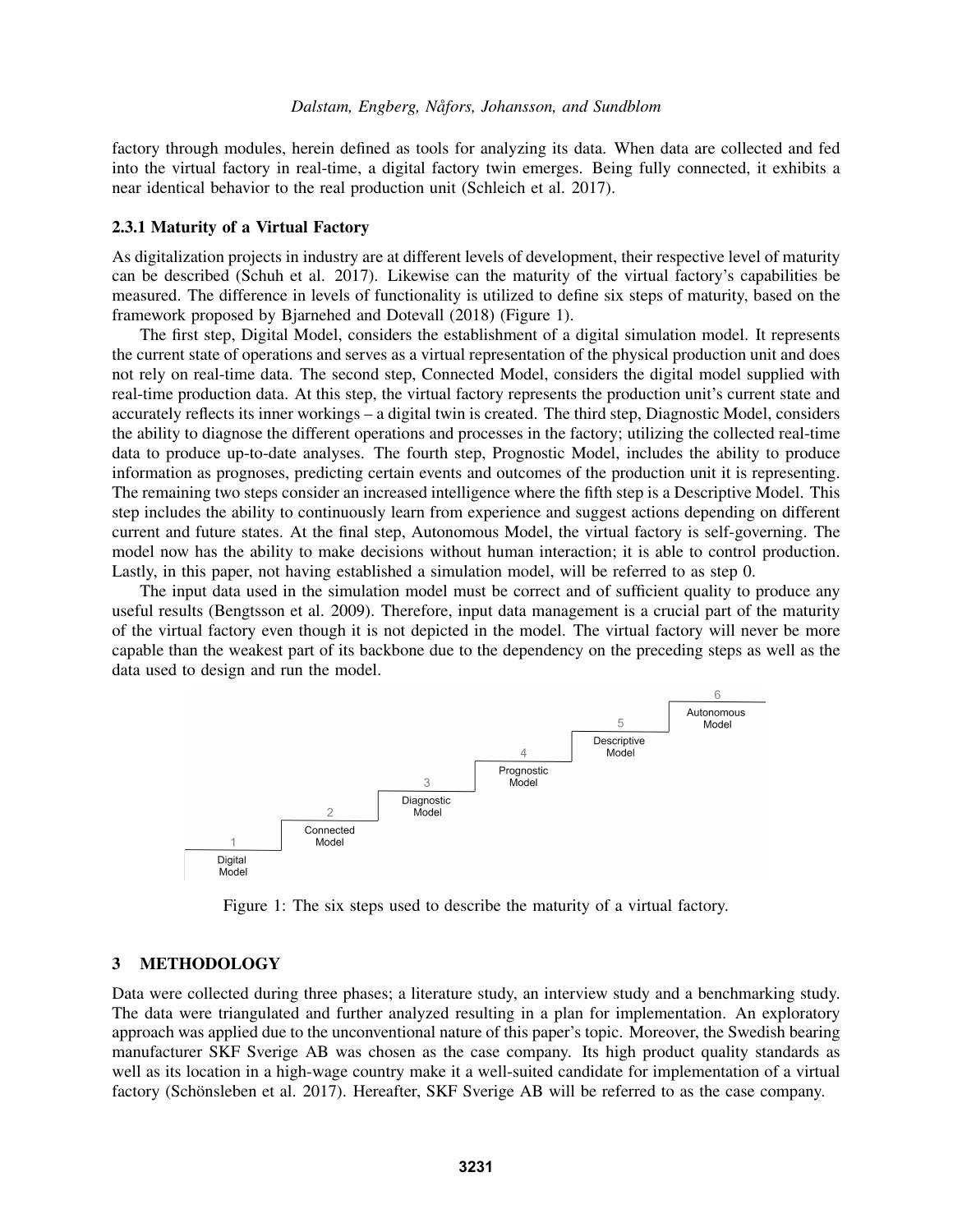factory through modules, herein defined as tools for analyzing its data. When data are collected and fed into the virtual factory in real-time, a digital factory twin emerges. Being fully connected, it exhibits a near identical behavior to the real production unit (Schleich et al. 2017).

### 2.3.1 Maturity of a Virtual Factory

As digitalization projects in industry are at different levels of development, their respective level of maturity can be described (Schuh et al. 2017). Likewise can the maturity of the virtual factory's capabilities be measured. The difference in levels of functionality is utilized to define six steps of maturity, based on the framework proposed by Bjarnehed and Dotevall (2018) (Figure 1).

The first step, Digital Model, considers the establishment of a digital simulation model. It represents the current state of operations and serves as a virtual representation of the physical production unit and does not rely on real-time data. The second step, Connected Model, considers the digital model supplied with real-time production data. At this step, the virtual factory represents the production unit's current state and accurately reflects its inner workings – a digital twin is created. The third step, Diagnostic Model, considers the ability to diagnose the different operations and processes in the factory; utilizing the collected real-time data to produce up-to-date analyses. The fourth step, Prognostic Model, includes the ability to produce information as prognoses, predicting certain events and outcomes of the production unit it is representing. The remaining two steps consider an increased intelligence where the fifth step is a Descriptive Model. This step includes the ability to continuously learn from experience and suggest actions depending on different current and future states. At the final step, Autonomous Model, the virtual factory is self-governing. The model now has the ability to make decisions without human interaction; it is able to control production. Lastly, in this paper, not having established a simulation model, will be referred to as step 0.

The input data used in the simulation model must be correct and of sufficient quality to produce any useful results (Bengtsson et al. 2009). Therefore, input data management is a crucial part of the maturity of the virtual factory even though it is not depicted in the model. The virtual factory will never be more capable than the weakest part of its backbone due to the dependency on the preceding steps as well as the data used to design and run the model.

1 Digital Model — 2 Connected Model — 3 Diagnostic Model — 4 Prognostic Model — 5 Descriptive Model — 6 Autonomous Model

Figure 1: The six steps used to describe the maturity of a virtual factory.

## 3 METHODOLOGY

Data were collected during three phases; a literature study, an interview study and a benchmarking study. The data were triangulated and further analyzed resulting in a plan for implementation. An exploratory approach was applied due to the unconventional nature of this paper's topic. Moreover, the Swedish bearing manufacturer SKF Sverige AB was chosen as the case company. Its high product quality standards as well as its location in a high-wage country make it a well-suited candidate for implementation of a virtual factory (Schönsleben et al. 2017). Hereafter, SKF Sverige AB will be referred to as the case company.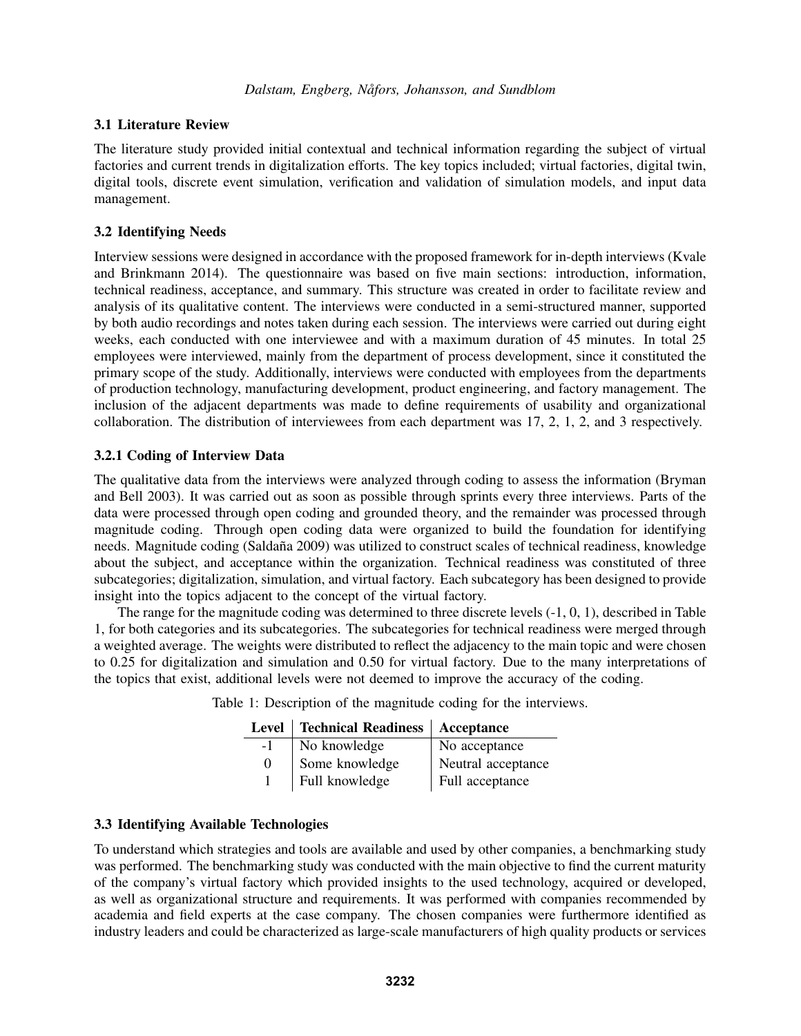### 3.1 Literature Review

The literature study provided initial contextual and technical information regarding the subject of virtual factories and current trends in digitalization efforts. The key topics included; virtual factories, digital twin, digital tools, discrete event simulation, verification and validation of simulation models, and input data management.

### 3.2 Identifying Needs

Interview sessions were designed in accordance with the proposed framework for in-depth interviews (Kvale and Brinkmann 2014). The questionnaire was based on five main sections: introduction, information, technical readiness, acceptance, and summary. This structure was created in order to facilitate review and analysis of its qualitative content. The interviews were conducted in a semi-structured manner, supported by both audio recordings and notes taken during each session. The interviews were carried out during eight weeks, each conducted with one interviewee and with a maximum duration of 45 minutes. In total 25 employees were interviewed, mainly from the department of process development, since it constituted the primary scope of the study. Additionally, interviews were conducted with employees from the departments of production technology, manufacturing development, product engineering, and factory management. The inclusion of the adjacent departments was made to define requirements of usability and organizational collaboration. The distribution of interviewees from each department was 17, 2, 1, 2, and 3 respectively.

#### 3.2.1 Coding of Interview Data

The qualitative data from the interviews were analyzed through coding to assess the information (Bryman and Bell 2003). It was carried out as soon as possible through sprints every three interviews. Parts of the data were processed through open coding and grounded theory, and the remainder was processed through magnitude coding. Through open coding data were organized to build the foundation for identifying needs. Magnitude coding (Saldaña 2009) was utilized to construct scales of technical readiness, knowledge about the subject, and acceptance within the organization. Technical readiness was constituted of three subcategories; digitalization, simulation, and virtual factory. Each subcategory has been designed to provide insight into the topics adjacent to the concept of the virtual factory.

The range for the magnitude coding was determined to three discrete levels (-1, 0, 1), described in Table 1, for both categories and its subcategories. The subcategories for technical readiness were merged through a weighted average. The weights were distributed to reflect the adjacency to the main topic and were chosen to 0.25 for digitalization and simulation and 0.50 for virtual factory. Due to the many interpretations of the topics that exist, additional levels were not deemed to improve the accuracy of the coding.

Table 1: Description of the magnitude coding for the interviews.

| Level | Technical Readiness | Acceptance |
|---|---|---|
| -1 | No knowledge | No acceptance |
| 0 | Some knowledge | Neutral acceptance |
| 1 | Full knowledge | Full acceptance |

### 3.3 Identifying Available Technologies

To understand which strategies and tools are available and used by other companies, a benchmarking study was performed. The benchmarking study was conducted with the main objective to find the current maturity of the company's virtual factory which provided insights to the used technology, acquired or developed, as well as organizational structure and requirements. It was performed with companies recommended by academia and field experts at the case company. The chosen companies were furthermore identified as industry leaders and could be characterized as large-scale manufacturers of high quality products or services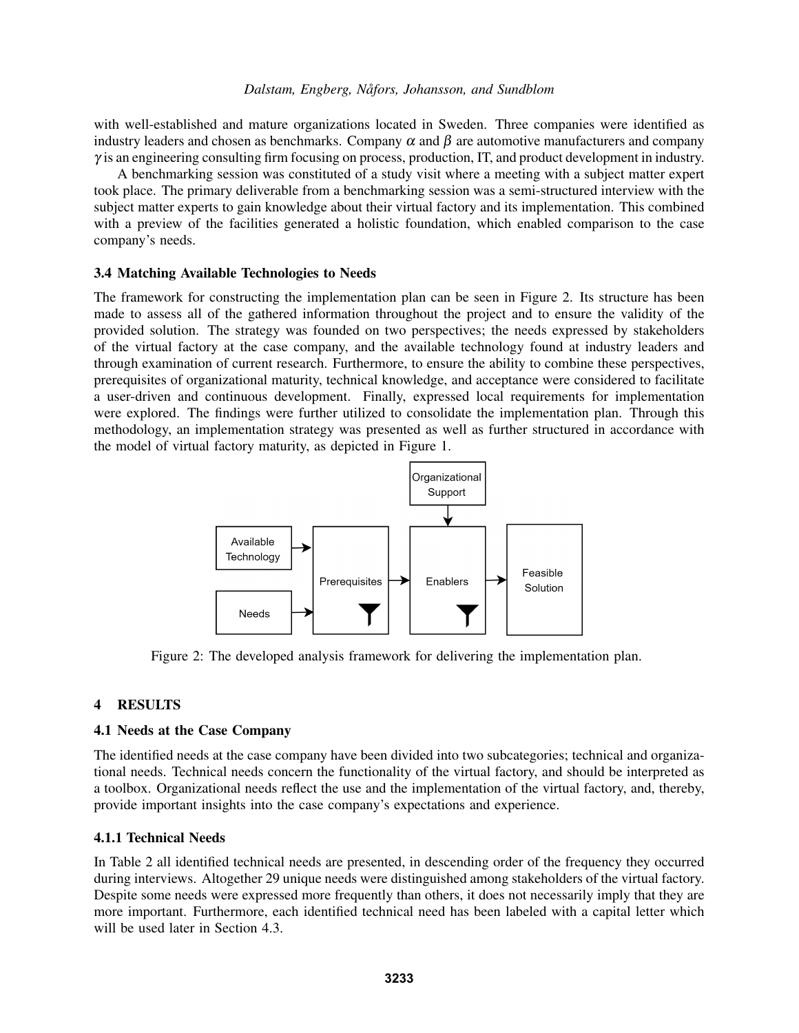with well-established and mature organizations located in Sweden. Three companies were identified as industry leaders and chosen as benchmarks. Company $\alpha$ and $\beta$ are automotive manufacturers and company $\gamma$ is an engineering consulting firm focusing on process, production, IT, and product development in industry.

A benchmarking session was constituted of a study visit where a meeting with a subject matter expert took place. The primary deliverable from a benchmarking session was a semi-structured interview with the subject matter experts to gain knowledge about their virtual factory and its implementation. This combined with a preview of the facilities generated a holistic foundation, which enabled comparison to the case company's needs.

### 3.4 Matching Available Technologies to Needs

The framework for constructing the implementation plan can be seen in Figure 2. Its structure has been made to assess all of the gathered information throughout the project and to ensure the validity of the provided solution. The strategy was founded on two perspectives; the needs expressed by stakeholders of the virtual factory at the case company, and the available technology found at industry leaders and through examination of current research. Furthermore, to ensure the ability to combine these perspectives, prerequisites of organizational maturity, technical knowledge, and acceptance were considered to facilitate a user-driven and continuous development. Finally, expressed local requirements for implementation were explored. The findings were further utilized to consolidate the implementation plan. Through this methodology, an implementation strategy was presented as well as further structured in accordance with the model of virtual factory maturity, as depicted in Figure 1.

Available Technology → Prerequisites; Needs → Prerequisites; Prerequisites → Enablers; Organizational Support → Enablers; Enablers → Feasible Solution

Figure 2: The developed analysis framework for delivering the implementation plan.

## 4 RESULTS

### 4.1 Needs at the Case Company

The identified needs at the case company have been divided into two subcategories; technical and organizational needs. Technical needs concern the functionality of the virtual factory, and should be interpreted as a toolbox. Organizational needs reflect the use and the implementation of the virtual factory, and, thereby, provide important insights into the case company's expectations and experience.

#### 4.1.1 Technical Needs

In Table 2 all identified technical needs are presented, in descending order of the frequency they occurred during interviews. Altogether 29 unique needs were distinguished among stakeholders of the virtual factory. Despite some needs were expressed more frequently than others, it does not necessarily imply that they are more important. Furthermore, each identified technical need has been labeled with a capital letter which will be used later in Section 4.3.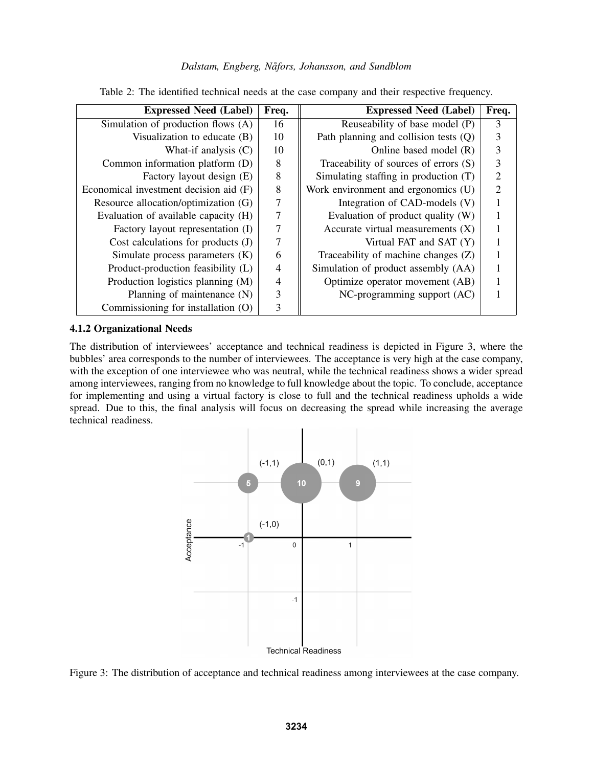Table 2: The identified technical needs at the case company and their respective frequency.

| Expressed Need (Label) | Freq. | Expressed Need (Label) | Freq. |
|---|---|---|---|
| Simulation of production flows (A) | 16 | Reuseability of base model (P) | 3 |
| Visualization to educate (B) | 10 | Path planning and collision tests (Q) | 3 |
| What-if analysis (C) | 10 | Online based model (R) | 3 |
| Common information platform (D) | 8 | Traceability of sources of errors (S) | 3 |
| Factory layout design (E) | 8 | Simulating staffing in production (T) | 2 |
| Economical investment decision aid (F) | 8 | Work environment and ergonomics (U) | 2 |
| Resource allocation/optimization (G) | 7 | Integration of CAD-models (V) | 1 |
| Evaluation of available capacity (H) | 7 | Evaluation of product quality (W) | 1 |
| Factory layout representation (I) | 7 | Accurate virtual measurements (X) | 1 |
| Cost calculations for products (J) | 7 | Virtual FAT and SAT (Y) | 1 |
| Simulate process parameters (K) | 6 | Traceability of machine changes (Z) | 1 |
| Product-production feasibility (L) | 4 | Simulation of product assembly (AA) | 1 |
| Production logistics planning (M) | 4 | Optimize operator movement (AB) | 1 |
| Planning of maintenance (N) | 3 | NC-programming support (AC) | 1 |
| Commissioning for installation (O) | 3 | | |

### 4.1.2 Organizational Needs

The distribution of interviewees' acceptance and technical readiness is depicted in Figure 3, where the bubbles' area corresponds to the number of interviewees. The acceptance is very high at the case company, with the exception of one interviewee who was neutral, while the technical readiness shows a wider spread among interviewees, ranging from no knowledge to full knowledge about the topic. To conclude, acceptance for implementing and using a virtual factory is close to full and the technical readiness upholds a wide spread. Due to this, the final analysis will focus on decreasing the spread while increasing the average technical readiness.

Figure 3: The distribution of acceptance and technical readiness among interviewees at the case company.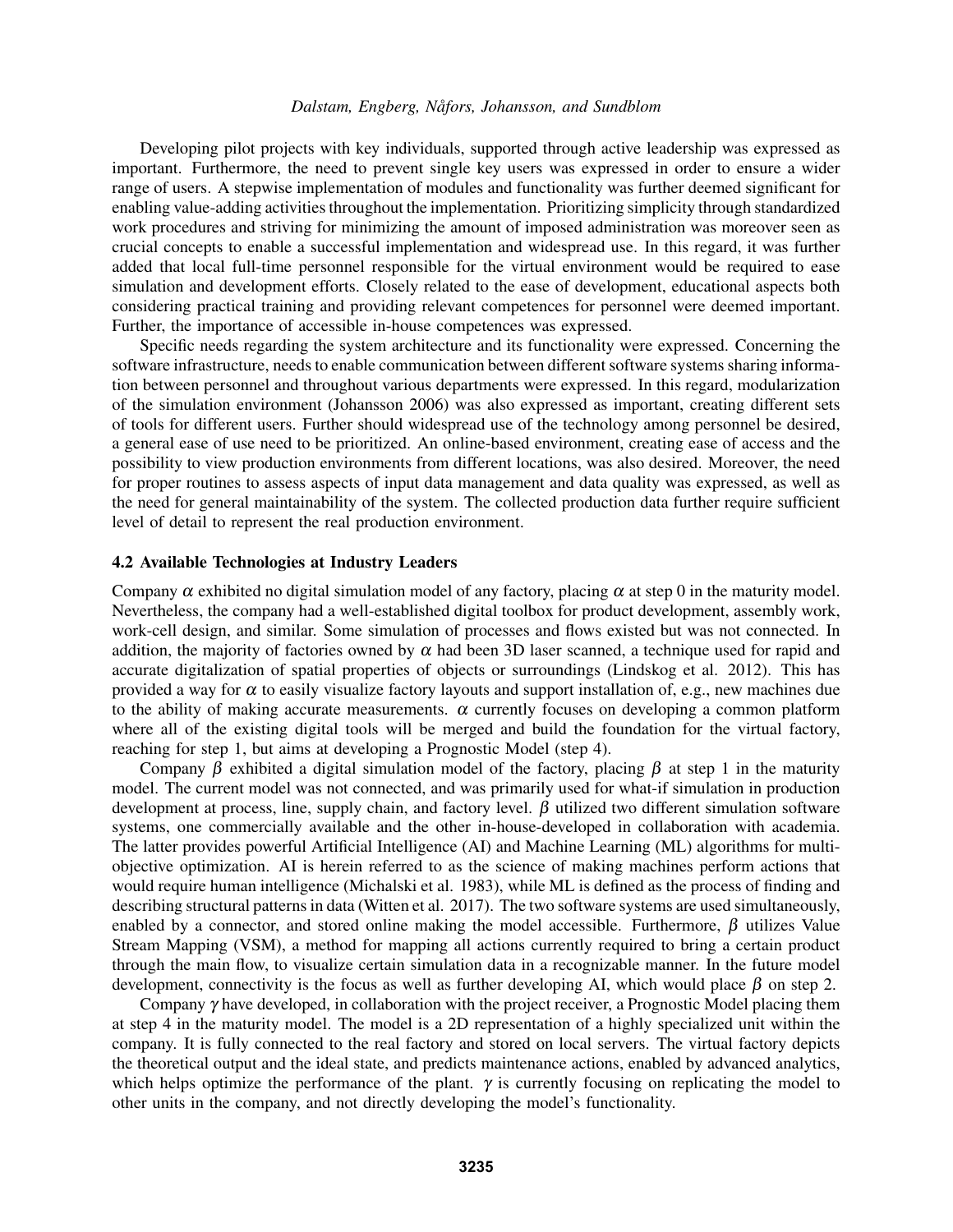Developing pilot projects with key individuals, supported through active leadership was expressed as important. Furthermore, the need to prevent single key users was expressed in order to ensure a wider range of users. A stepwise implementation of modules and functionality was further deemed significant for enabling value-adding activities throughout the implementation. Prioritizing simplicity through standardized work procedures and striving for minimizing the amount of imposed administration was moreover seen as crucial concepts to enable a successful implementation and widespread use. In this regard, it was further added that local full-time personnel responsible for the virtual environment would be required to ease simulation and development efforts. Closely related to the ease of development, educational aspects both considering practical training and providing relevant competences for personnel were deemed important. Further, the importance of accessible in-house competences was expressed.

Specific needs regarding the system architecture and its functionality were expressed. Concerning the software infrastructure, needs to enable communication between different software systems sharing information between personnel and throughout various departments were expressed. In this regard, modularization of the simulation environment (Johansson 2006) was also expressed as important, creating different sets of tools for different users. Further should widespread use of the technology among personnel be desired, a general ease of use need to be prioritized. An online-based environment, creating ease of access and the possibility to view production environments from different locations, was also desired. Moreover, the need for proper routines to assess aspects of input data management and data quality was expressed, as well as the need for general maintainability of the system. The collected production data further require sufficient level of detail to represent the real production environment.

### 4.2 Available Technologies at Industry Leaders

Company $\alpha$ exhibited no digital simulation model of any factory, placing $\alpha$ at step 0 in the maturity model. Nevertheless, the company had a well-established digital toolbox for product development, assembly work, work-cell design, and similar. Some simulation of processes and flows existed but was not connected. In addition, the majority of factories owned by $\alpha$ had been 3D laser scanned, a technique used for rapid and accurate digitalization of spatial properties of objects or surroundings (Lindskog et al. 2012). This has provided a way for $\alpha$ to easily visualize factory layouts and support installation of, e.g., new machines due to the ability of making accurate measurements. $\alpha$ currently focuses on developing a common platform where all of the existing digital tools will be merged and build the foundation for the virtual factory, reaching for step 1, but aims at developing a Prognostic Model (step 4).

Company $\beta$ exhibited a digital simulation model of the factory, placing $\beta$ at step 1 in the maturity model. The current model was not connected, and was primarily used for what-if simulation in production development at process, line, supply chain, and factory level. $\beta$ utilized two different simulation software systems, one commercially available and the other in-house-developed in collaboration with academia. The latter provides powerful Artificial Intelligence (AI) and Machine Learning (ML) algorithms for multi-objective optimization. AI is herein referred to as the science of making machines perform actions that would require human intelligence (Michalski et al. 1983), while ML is defined as the process of finding and describing structural patterns in data (Witten et al. 2017). The two software systems are used simultaneously, enabled by a connector, and stored online making the model accessible. Furthermore, $\beta$ utilizes Value Stream Mapping (VSM), a method for mapping all actions currently required to bring a certain product through the main flow, to visualize certain simulation data in a recognizable manner. In the future model development, connectivity is the focus as well as further developing AI, which would place $\beta$ on step 2.

Company $\gamma$ have developed, in collaboration with the project receiver, a Prognostic Model placing them at step 4 in the maturity model. The model is a 2D representation of a highly specialized unit within the company. It is fully connected to the real factory and stored on local servers. The virtual factory depicts the theoretical output and the ideal state, and predicts maintenance actions, enabled by advanced analytics, which helps optimize the performance of the plant. $\gamma$ is currently focusing on replicating the model to other units in the company, and not directly developing the model's functionality.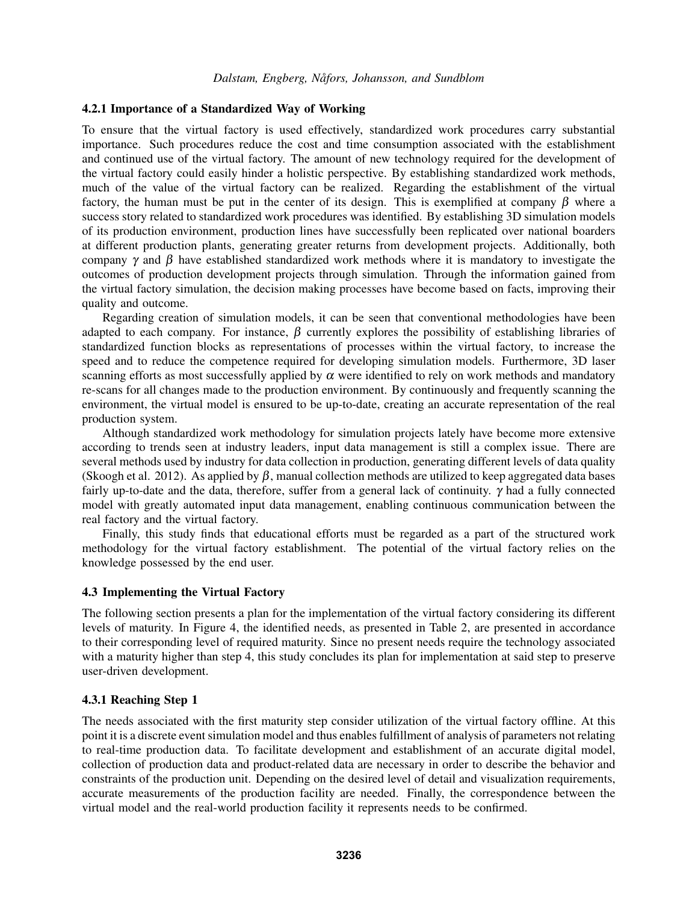### 4.2.1 Importance of a Standardized Way of Working

To ensure that the virtual factory is used effectively, standardized work procedures carry substantial importance. Such procedures reduce the cost and time consumption associated with the establishment and continued use of the virtual factory. The amount of new technology required for the development of the virtual factory could easily hinder a holistic perspective. By establishing standardized work methods, much of the value of the virtual factory can be realized. Regarding the establishment of the virtual factory, the human must be put in the center of its design. This is exemplified at company $\beta$ where a success story related to standardized work procedures was identified. By establishing 3D simulation models of its production environment, production lines have successfully been replicated over national boarders at different production plants, generating greater returns from development projects. Additionally, both company $\gamma$ and $\beta$ have established standardized work methods where it is mandatory to investigate the outcomes of production development projects through simulation. Through the information gained from the virtual factory simulation, the decision making processes have become based on facts, improving their quality and outcome.

Regarding creation of simulation models, it can be seen that conventional methodologies have been adapted to each company. For instance, $\beta$ currently explores the possibility of establishing libraries of standardized function blocks as representations of processes within the virtual factory, to increase the speed and to reduce the competence required for developing simulation models. Furthermore, 3D laser scanning efforts as most successfully applied by $\alpha$ were identified to rely on work methods and mandatory re-scans for all changes made to the production environment. By continuously and frequently scanning the environment, the virtual model is ensured to be up-to-date, creating an accurate representation of the real production system.

Although standardized work methodology for simulation projects lately have become more extensive according to trends seen at industry leaders, input data management is still a complex issue. There are several methods used by industry for data collection in production, generating different levels of data quality (Skoogh et al. 2012). As applied by $\beta$, manual collection methods are utilized to keep aggregated data bases fairly up-to-date and the data, therefore, suffer from a general lack of continuity. $\gamma$ had a fully connected model with greatly automated input data management, enabling continuous communication between the real factory and the virtual factory.

Finally, this study finds that educational efforts must be regarded as a part of the structured work methodology for the virtual factory establishment. The potential of the virtual factory relies on the knowledge possessed by the end user.

### 4.3 Implementing the Virtual Factory

The following section presents a plan for the implementation of the virtual factory considering its different levels of maturity. In Figure 4, the identified needs, as presented in Table 2, are presented in accordance to their corresponding level of required maturity. Since no present needs require the technology associated with a maturity higher than step 4, this study concludes its plan for implementation at said step to preserve user-driven development.

### 4.3.1 Reaching Step 1

The needs associated with the first maturity step consider utilization of the virtual factory offline. At this point it is a discrete event simulation model and thus enables fulfillment of analysis of parameters not relating to real-time production data. To facilitate development and establishment of an accurate digital model, collection of production data and product-related data are necessary in order to describe the behavior and constraints of the production unit. Depending on the desired level of detail and visualization requirements, accurate measurements of the production facility are needed. Finally, the correspondence between the virtual model and the real-world production facility it represents needs to be confirmed.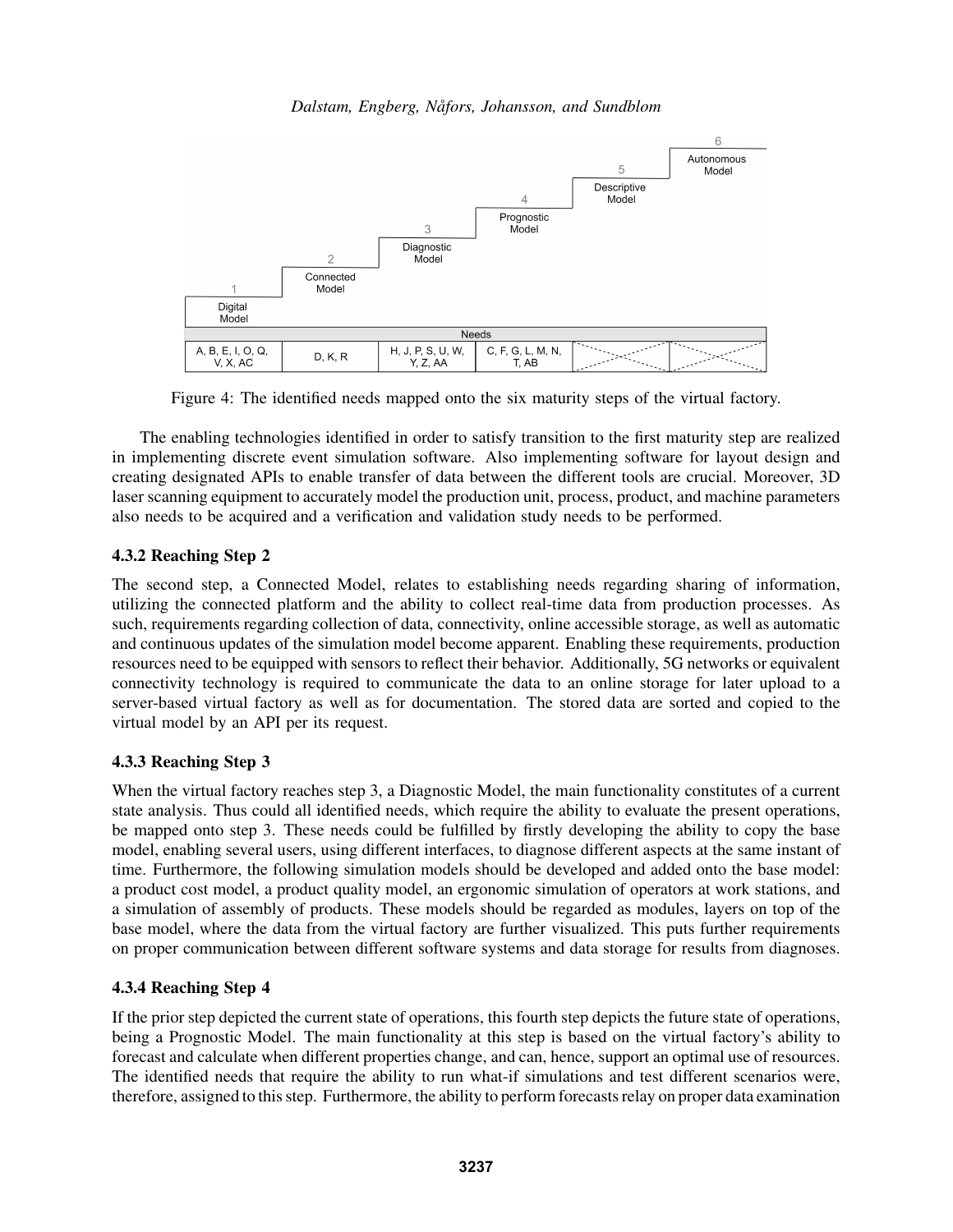| 1 Digital Model | 2 Connected Model | 3 Diagnostic Model | 4 Prognostic Model | 5 Descriptive Model | 6 Autonomous Model |
|---|---|---|---|---|---|
| Needs | | | | | |
| A, B, E, I, O, Q, V, X, AC | D, K, R | H, J, P, S, U, W, Y, Z, AA | C, F, G, L, M, N, T, AB | | |

Figure 4: The identified needs mapped onto the six maturity steps of the virtual factory.

The enabling technologies identified in order to satisfy transition to the first maturity step are realized in implementing discrete event simulation software. Also implementing software for layout design and creating designated APIs to enable transfer of data between the different tools are crucial. Moreover, 3D laser scanning equipment to accurately model the production unit, process, product, and machine parameters also needs to be acquired and a verification and validation study needs to be performed.

### 4.3.2 Reaching Step 2

The second step, a Connected Model, relates to establishing needs regarding sharing of information, utilizing the connected platform and the ability to collect real-time data from production processes. As such, requirements regarding collection of data, connectivity, online accessible storage, as well as automatic and continuous updates of the simulation model become apparent. Enabling these requirements, production resources need to be equipped with sensors to reflect their behavior. Additionally, 5G networks or equivalent connectivity technology is required to communicate the data to an online storage for later upload to a server-based virtual factory as well as for documentation. The stored data are sorted and copied to the virtual model by an API per its request.

### 4.3.3 Reaching Step 3

When the virtual factory reaches step 3, a Diagnostic Model, the main functionality constitutes of a current state analysis. Thus could all identified needs, which require the ability to evaluate the present operations, be mapped onto step 3. These needs could be fulfilled by firstly developing the ability to copy the base model, enabling several users, using different interfaces, to diagnose different aspects at the same instant of time. Furthermore, the following simulation models should be developed and added onto the base model: a product cost model, a product quality model, an ergonomic simulation of operators at work stations, and a simulation of assembly of products. These models should be regarded as modules, layers on top of the base model, where the data from the virtual factory are further visualized. This puts further requirements on proper communication between different software systems and data storage for results from diagnoses.

### 4.3.4 Reaching Step 4

If the prior step depicted the current state of operations, this fourth step depicts the future state of operations, being a Prognostic Model. The main functionality at this step is based on the virtual factory's ability to forecast and calculate when different properties change, and can, hence, support an optimal use of resources. The identified needs that require the ability to run what-if simulations and test different scenarios were, therefore, assigned to this step. Furthermore, the ability to perform forecasts relay on proper data examination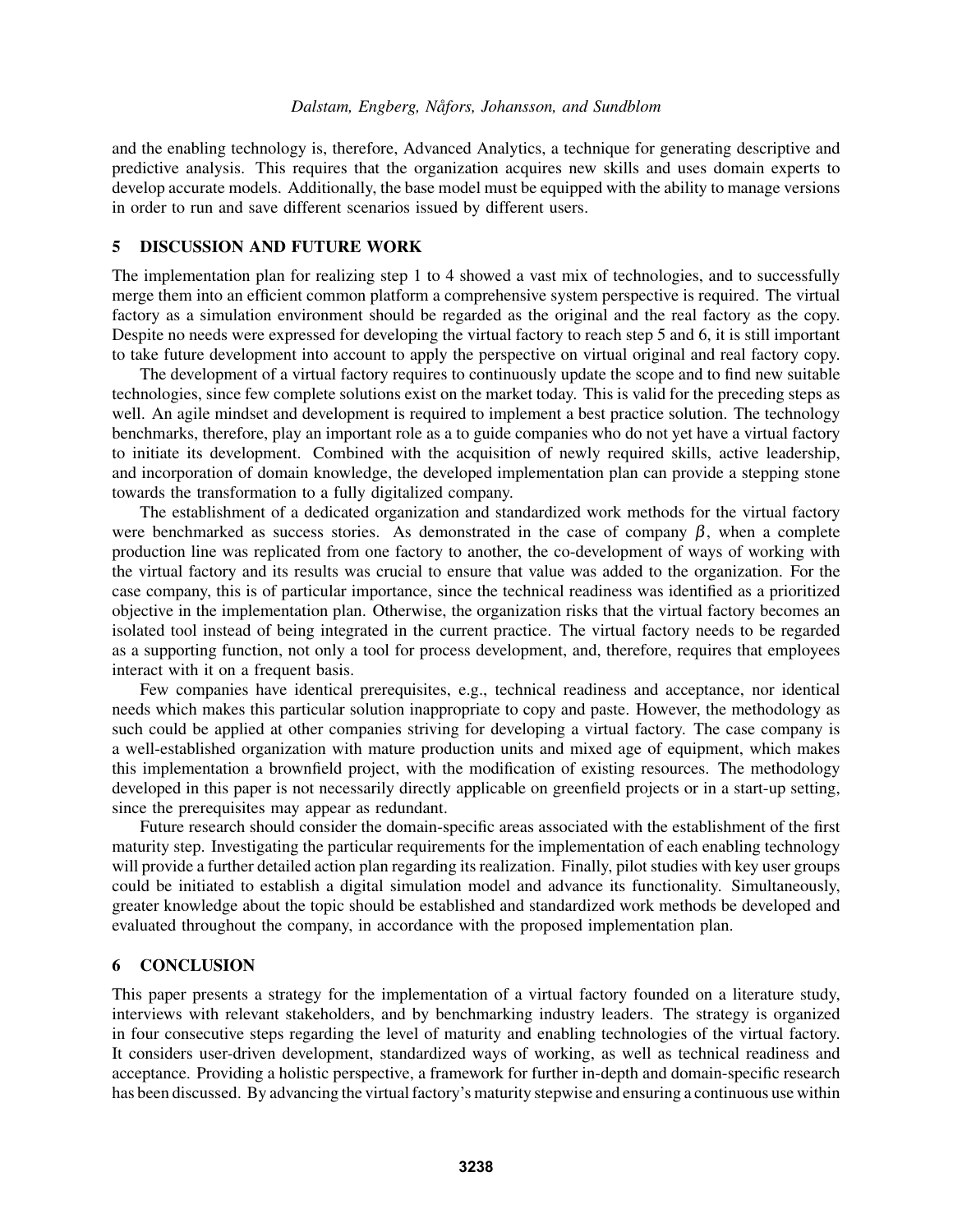and the enabling technology is, therefore, Advanced Analytics, a technique for generating descriptive and predictive analysis. This requires that the organization acquires new skills and uses domain experts to develop accurate models. Additionally, the base model must be equipped with the ability to manage versions in order to run and save different scenarios issued by different users.

## 5 DISCUSSION AND FUTURE WORK

The implementation plan for realizing step 1 to 4 showed a vast mix of technologies, and to successfully merge them into an efficient common platform a comprehensive system perspective is required. The virtual factory as a simulation environment should be regarded as the original and the real factory as the copy. Despite no needs were expressed for developing the virtual factory to reach step 5 and 6, it is still important to take future development into account to apply the perspective on virtual original and real factory copy.

The development of a virtual factory requires to continuously update the scope and to find new suitable technologies, since few complete solutions exist on the market today. This is valid for the preceding steps as well. An agile mindset and development is required to implement a best practice solution. The technology benchmarks, therefore, play an important role as a to guide companies who do not yet have a virtual factory to initiate its development. Combined with the acquisition of newly required skills, active leadership, and incorporation of domain knowledge, the developed implementation plan can provide a stepping stone towards the transformation to a fully digitalized company.

The establishment of a dedicated organization and standardized work methods for the virtual factory were benchmarked as success stories. As demonstrated in the case of company $\beta$, when a complete production line was replicated from one factory to another, the co-development of ways of working with the virtual factory and its results was crucial to ensure that value was added to the organization. For the case company, this is of particular importance, since the technical readiness was identified as a prioritized objective in the implementation plan. Otherwise, the organization risks that the virtual factory becomes an isolated tool instead of being integrated in the current practice. The virtual factory needs to be regarded as a supporting function, not only a tool for process development, and, therefore, requires that employees interact with it on a frequent basis.

Few companies have identical prerequisites, e.g., technical readiness and acceptance, nor identical needs which makes this particular solution inappropriate to copy and paste. However, the methodology as such could be applied at other companies striving for developing a virtual factory. The case company is a well-established organization with mature production units and mixed age of equipment, which makes this implementation a brownfield project, with the modification of existing resources. The methodology developed in this paper is not necessarily directly applicable on greenfield projects or in a start-up setting, since the prerequisites may appear as redundant.

Future research should consider the domain-specific areas associated with the establishment of the first maturity step. Investigating the particular requirements for the implementation of each enabling technology will provide a further detailed action plan regarding its realization. Finally, pilot studies with key user groups could be initiated to establish a digital simulation model and advance its functionality. Simultaneously, greater knowledge about the topic should be established and standardized work methods be developed and evaluated throughout the company, in accordance with the proposed implementation plan.

## 6 CONCLUSION

This paper presents a strategy for the implementation of a virtual factory founded on a literature study, interviews with relevant stakeholders, and by benchmarking industry leaders. The strategy is organized in four consecutive steps regarding the level of maturity and enabling technologies of the virtual factory. It considers user-driven development, standardized ways of working, as well as technical readiness and acceptance. Providing a holistic perspective, a framework for further in-depth and domain-specific research has been discussed. By advancing the virtual factory's maturity stepwise and ensuring a continuous use within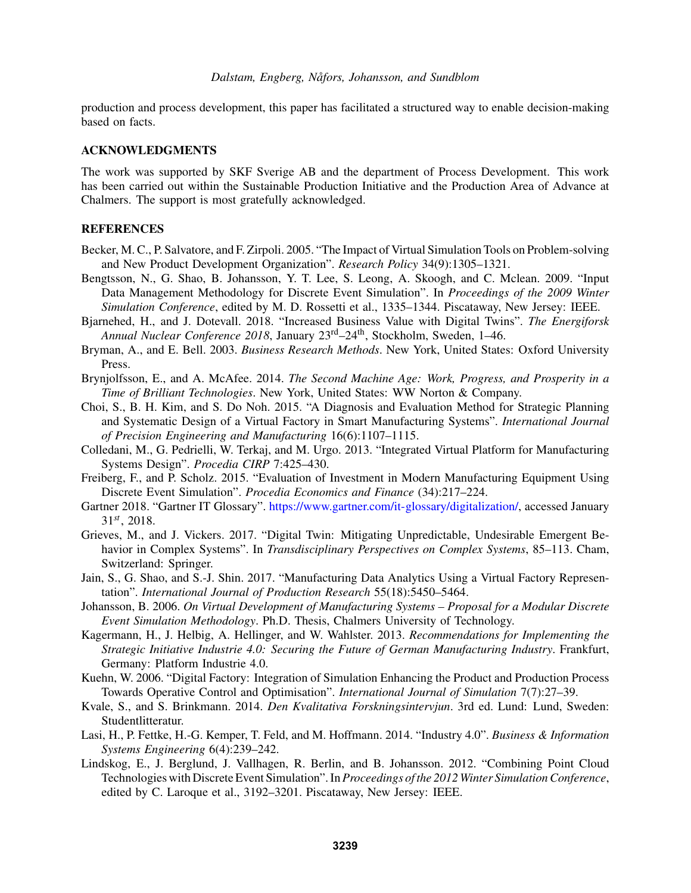production and process development, this paper has facilitated a structured way to enable decision-making based on facts.

## ACKNOWLEDGMENTS

The work was supported by SKF Sverige AB and the department of Process Development. This work has been carried out within the Sustainable Production Initiative and the Production Area of Advance at Chalmers. The support is most gratefully acknowledged.

## REFERENCES

Becker, M. C., P. Salvatore, and F. Zirpoli. 2005. "The Impact of Virtual Simulation Tools on Problem-solving and New Product Development Organization". *Research Policy* 34(9):1305–1321.

Bengtsson, N., G. Shao, B. Johansson, Y. T. Lee, S. Leong, A. Skoogh, and C. Mclean. 2009. "Input Data Management Methodology for Discrete Event Simulation". In *Proceedings of the 2009 Winter Simulation Conference*, edited by M. D. Rossetti et al., 1335–1344. Piscataway, New Jersey: IEEE.

Bjarnehed, H., and J. Dotevall. 2018. "Increased Business Value with Digital Twins". *The Energiforsk Annual Nuclear Conference 2018*, January 23rd–24th, Stockholm, Sweden, 1–46.

Bryman, A., and E. Bell. 2003. *Business Research Methods*. New York, United States: Oxford University Press.

Brynjolfsson, E., and A. McAfee. 2014. *The Second Machine Age: Work, Progress, and Prosperity in a Time of Brilliant Technologies*. New York, United States: WW Norton & Company.

Choi, S., B. H. Kim, and S. Do Noh. 2015. "A Diagnosis and Evaluation Method for Strategic Planning and Systematic Design of a Virtual Factory in Smart Manufacturing Systems". *International Journal of Precision Engineering and Manufacturing* 16(6):1107–1115.

Colledani, M., G. Pedrielli, W. Terkaj, and M. Urgo. 2013. "Integrated Virtual Platform for Manufacturing Systems Design". *Procedia CIRP* 7:425–430.

Freiberg, F., and P. Scholz. 2015. "Evaluation of Investment in Modern Manufacturing Equipment Using Discrete Event Simulation". *Procedia Economics and Finance* (34):217–224.

Gartner 2018. "Gartner IT Glossary". https://www.gartner.com/it-glossary/digitalization/, accessed January 31st, 2018.

Grieves, M., and J. Vickers. 2017. "Digital Twin: Mitigating Unpredictable, Undesirable Emergent Behavior in Complex Systems". In *Transdisciplinary Perspectives on Complex Systems*, 85–113. Cham, Switzerland: Springer.

Jain, S., G. Shao, and S.-J. Shin. 2017. "Manufacturing Data Analytics Using a Virtual Factory Representation". *International Journal of Production Research* 55(18):5450–5464.

Johansson, B. 2006. *On Virtual Development of Manufacturing Systems – Proposal for a Modular Discrete Event Simulation Methodology*. Ph.D. Thesis, Chalmers University of Technology.

Kagermann, H., J. Helbig, A. Hellinger, and W. Wahlster. 2013. *Recommendations for Implementing the Strategic Initiative Industrie 4.0: Securing the Future of German Manufacturing Industry*. Frankfurt, Germany: Platform Industrie 4.0.

Kuehn, W. 2006. "Digital Factory: Integration of Simulation Enhancing the Product and Production Process Towards Operative Control and Optimisation". *International Journal of Simulation* 7(7):27–39.

Kvale, S., and S. Brinkmann. 2014. *Den Kvalitativa Forskningsintervjun*. 3rd ed. Lund: Lund, Sweden: Studentlitteratur.

Lasi, H., P. Fettke, H.-G. Kemper, T. Feld, and M. Hoffmann. 2014. "Industry 4.0". *Business & Information Systems Engineering* 6(4):239–242.

Lindskog, E., J. Berglund, J. Vallhagen, R. Berlin, and B. Johansson. 2012. "Combining Point Cloud Technologies with Discrete Event Simulation". In *Proceedings of the 2012 Winter Simulation Conference*, edited by C. Laroque et al., 3192–3201. Piscataway, New Jersey: IEEE.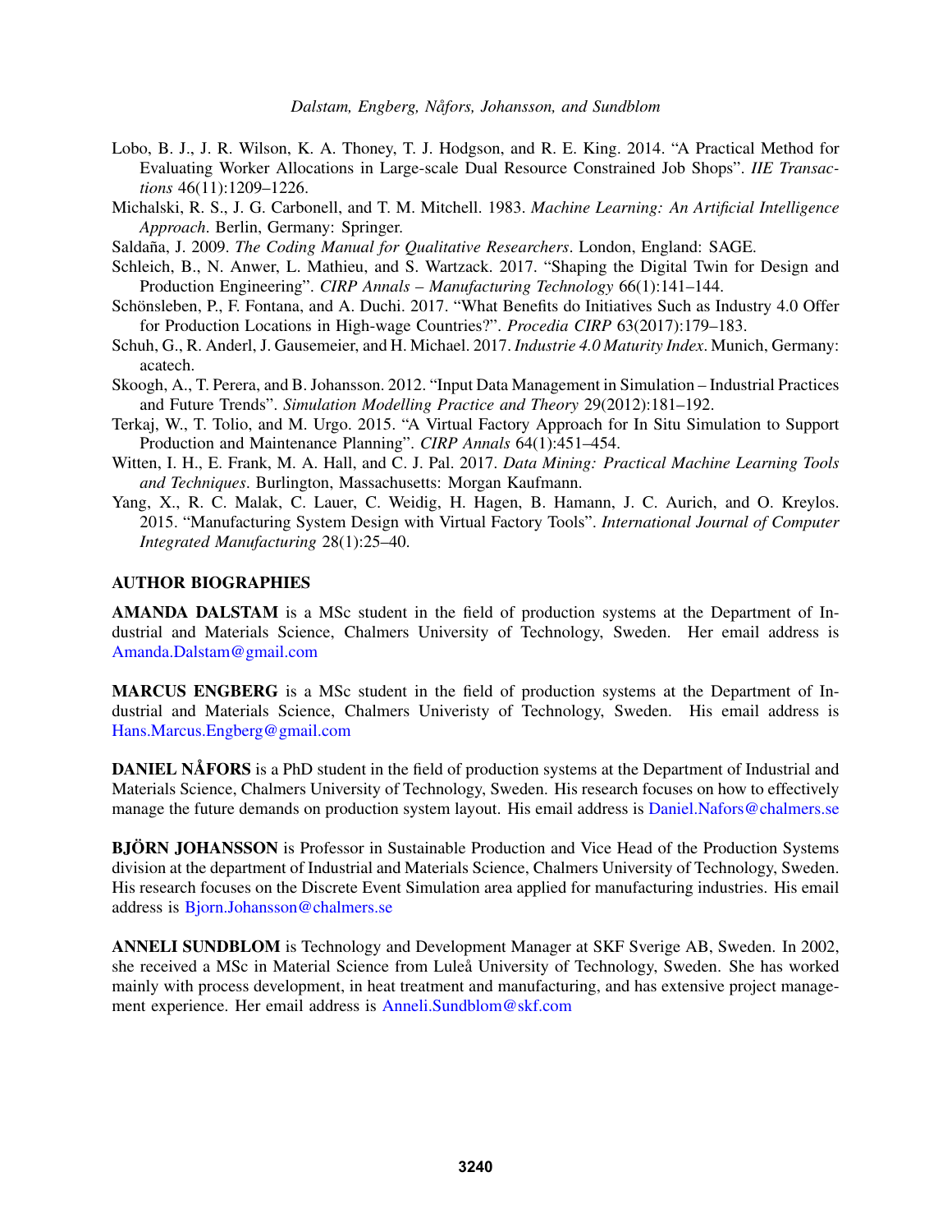Lobo, B. J., J. R. Wilson, K. A. Thoney, T. J. Hodgson, and R. E. King. 2014. "A Practical Method for Evaluating Worker Allocations in Large-scale Dual Resource Constrained Job Shops". *IIE Transactions* 46(11):1209–1226.

Michalski, R. S., J. G. Carbonell, and T. M. Mitchell. 1983. *Machine Learning: An Artificial Intelligence Approach*. Berlin, Germany: Springer.

Saldaña, J. 2009. *The Coding Manual for Qualitative Researchers*. London, England: SAGE.

Schleich, B., N. Anwer, L. Mathieu, and S. Wartzack. 2017. "Shaping the Digital Twin for Design and Production Engineering". *CIRP Annals – Manufacturing Technology* 66(1):141–144.

Schönsleben, P., F. Fontana, and A. Duchi. 2017. "What Benefits do Initiatives Such as Industry 4.0 Offer for Production Locations in High-wage Countries?". *Procedia CIRP* 63(2017):179–183.

Schuh, G., R. Anderl, J. Gausemeier, and H. Michael. 2017. *Industrie 4.0 Maturity Index*. Munich, Germany: acatech.

Skoogh, A., T. Perera, and B. Johansson. 2012. "Input Data Management in Simulation – Industrial Practices and Future Trends". *Simulation Modelling Practice and Theory* 29(2012):181–192.

Terkaj, W., T. Tolio, and M. Urgo. 2015. "A Virtual Factory Approach for In Situ Simulation to Support Production and Maintenance Planning". *CIRP Annals* 64(1):451–454.

Witten, I. H., E. Frank, M. A. Hall, and C. J. Pal. 2017. *Data Mining: Practical Machine Learning Tools and Techniques*. Burlington, Massachusetts: Morgan Kaufmann.

Yang, X., R. C. Malak, C. Lauer, C. Weidig, H. Hagen, B. Hamann, J. C. Aurich, and O. Kreylos. 2015. "Manufacturing System Design with Virtual Factory Tools". *International Journal of Computer Integrated Manufacturing* 28(1):25–40.

## AUTHOR BIOGRAPHIES

**AMANDA DALSTAM** is a MSc student in the field of production systems at the Department of Industrial and Materials Science, Chalmers University of Technology, Sweden. Her email address is Amanda.Dalstam@gmail.com

**MARCUS ENGBERG** is a MSc student in the field of production systems at the Department of Industrial and Materials Science, Chalmers Univeristy of Technology, Sweden. His email address is Hans.Marcus.Engberg@gmail.com

**DANIEL NÅFORS** is a PhD student in the field of production systems at the Department of Industrial and Materials Science, Chalmers University of Technology, Sweden. His research focuses on how to effectively manage the future demands on production system layout. His email address is Daniel.Nafors@chalmers.se

**BJÖRN JOHANSSON** is Professor in Sustainable Production and Vice Head of the Production Systems division at the department of Industrial and Materials Science, Chalmers University of Technology, Sweden. His research focuses on the Discrete Event Simulation area applied for manufacturing industries. His email address is Bjorn.Johansson@chalmers.se

**ANNELI SUNDBLOM** is Technology and Development Manager at SKF Sverige AB, Sweden. In 2002, she received a MSc in Material Science from Luleå University of Technology, Sweden. She has worked mainly with process development, in heat treatment and manufacturing, and has extensive project management experience. Her email address is Anneli.Sundblom@skf.com